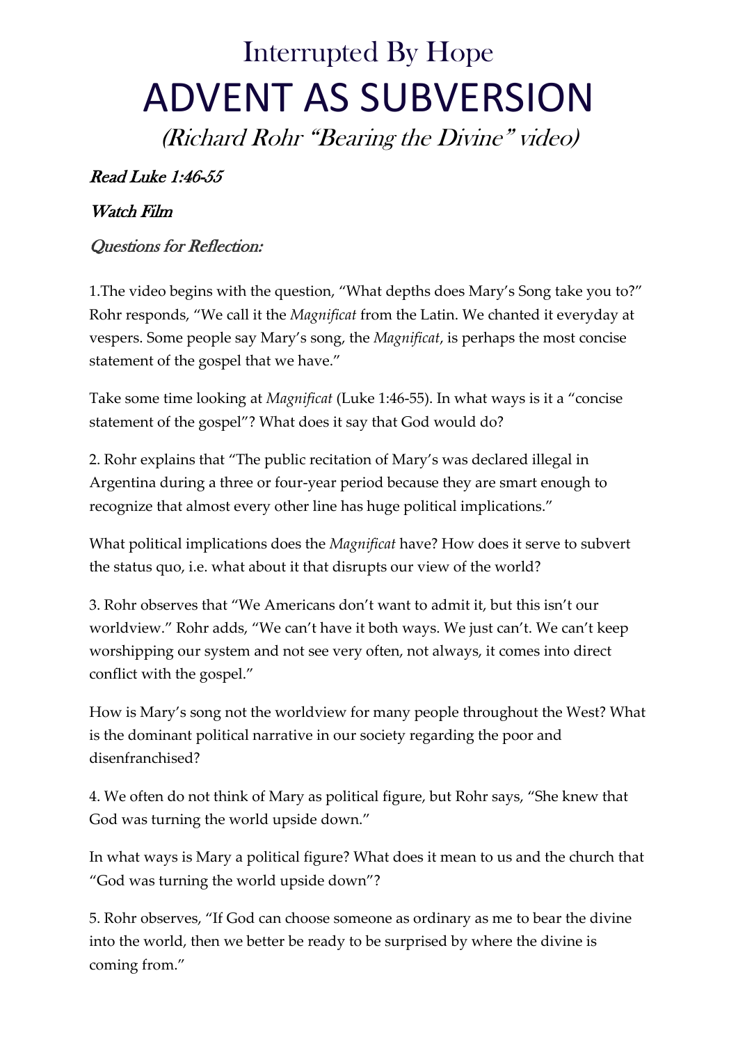# Interrupted By Hope

# ADVENT AS SUBVERSION

*(Richard Rohr "Bearing the Divine" video)*

***Read Luke 1:46-55***

***Watch Film***

*Questions for Reflection:*

1.The video begins with the question, "What depths does Mary's Song take you to?" Rohr responds, "We call it the *Magnificat* from the Latin. We chanted it everyday at vespers. Some people say Mary's song, the *Magnificat*, is perhaps the most concise statement of the gospel that we have."

Take some time looking at *Magnificat* (Luke 1:46-55). In what ways is it a "concise statement of the gospel"? What does it say that God would do?

2. Rohr explains that "The public recitation of Mary's was declared illegal in Argentina during a three or four-year period because they are smart enough to recognize that almost every other line has huge political implications."

What political implications does the *Magnificat* have? How does it serve to subvert the status quo, i.e. what about it that disrupts our view of the world?

3. Rohr observes that "We Americans don't want to admit it, but this isn't our worldview." Rohr adds, "We can't have it both ways. We just can't. We can't keep worshipping our system and not see very often, not always, it comes into direct conflict with the gospel."

How is Mary's song not the worldview for many people throughout the West? What is the dominant political narrative in our society regarding the poor and disenfranchised?

4. We often do not think of Mary as political figure, but Rohr says, "She knew that God was turning the world upside down."

In what ways is Mary a political figure? What does it mean to us and the church that "God was turning the world upside down"?

5. Rohr observes, "If God can choose someone as ordinary as me to bear the divine into the world, then we better be ready to be surprised by where the divine is coming from."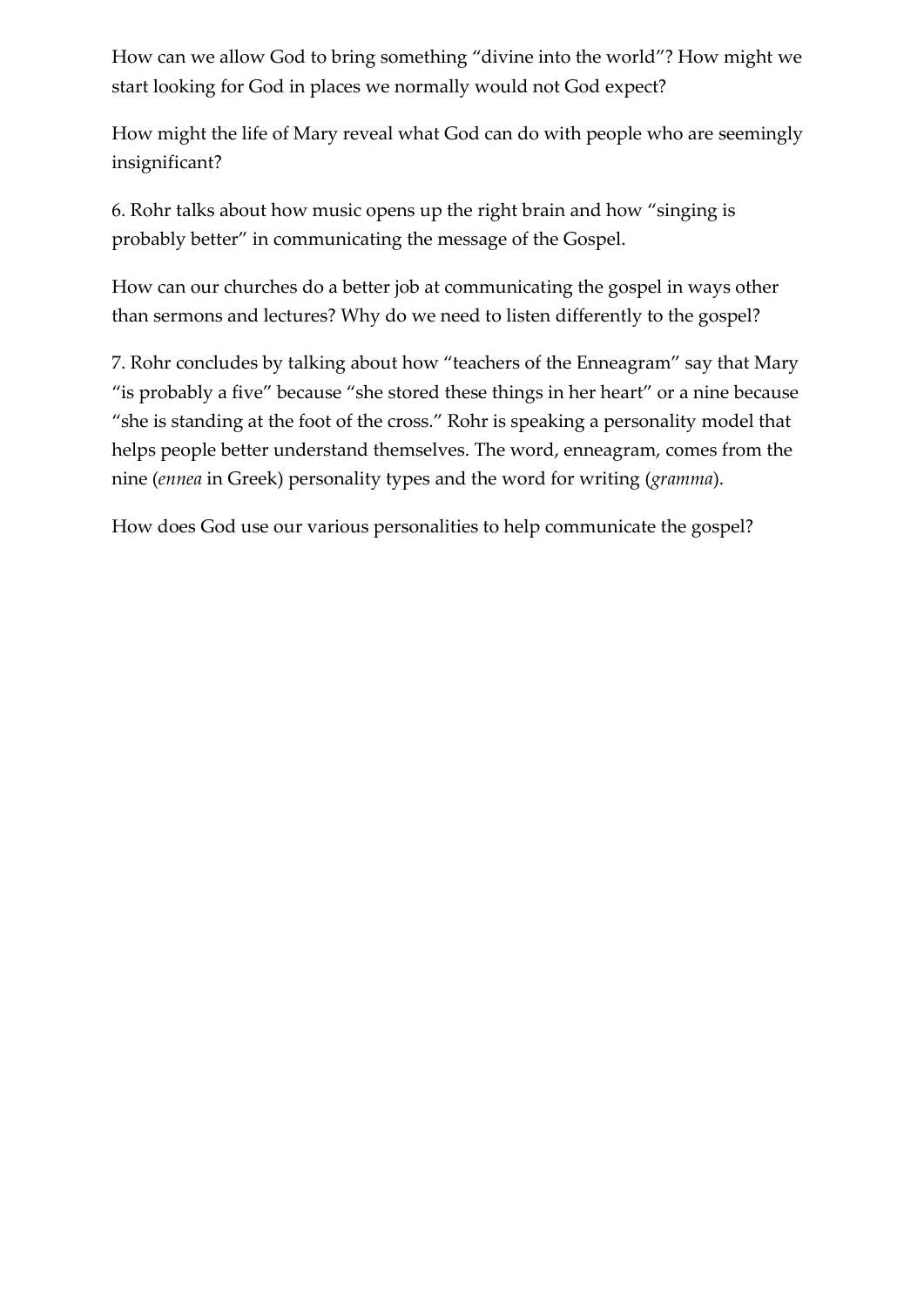How can we allow God to bring something "divine into the world"? How might we start looking for God in places we normally would not God expect?

How might the life of Mary reveal what God can do with people who are seemingly insignificant?

6. Rohr talks about how music opens up the right brain and how "singing is probably better" in communicating the message of the Gospel.

How can our churches do a better job at communicating the gospel in ways other than sermons and lectures? Why do we need to listen differently to the gospel?

7. Rohr concludes by talking about how "teachers of the Enneagram" say that Mary "is probably a five" because "she stored these things in her heart" or a nine because "she is standing at the foot of the cross." Rohr is speaking a personality model that helps people better understand themselves. The word, enneagram, comes from the nine (*ennea* in Greek) personality types and the word for writing (*gramma*).

How does God use our various personalities to help communicate the gospel?